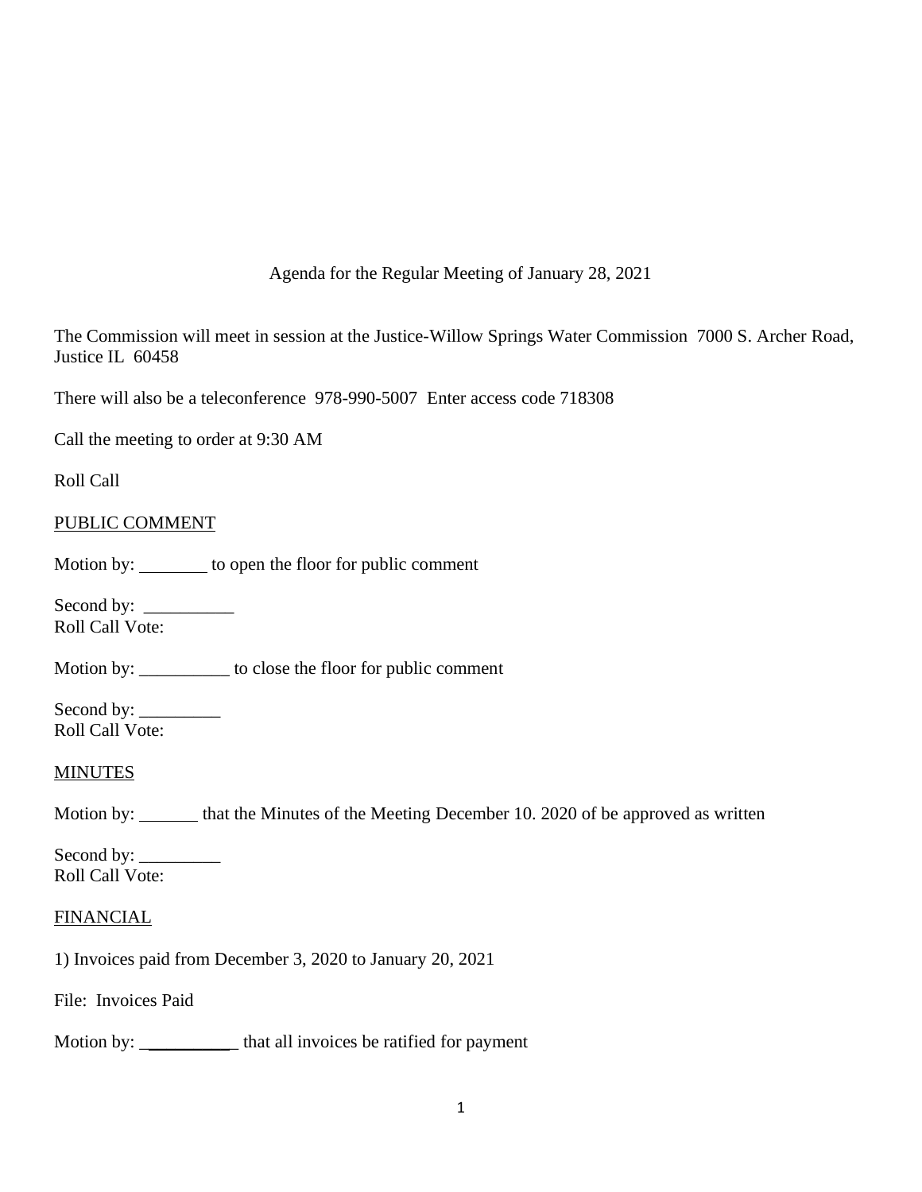Agenda for the Regular Meeting of January 28, 2021

The Commission will meet in session at the Justice-Willow Springs Water Commission 7000 S. Archer Road, Justice IL 60458

There will also be a teleconference 978-990-5007 Enter access code 718308

Call the meeting to order at 9:30 AM

Roll Call

PUBLIC COMMENT

Motion by: _______ to open the floor for public comment

Second by: __________
Roll Call Vote:

Motion by: __________ to close the floor for public comment

Second by: _________
Roll Call Vote:

MINUTES

Motion by: ______ that the Minutes of the Meeting December 10. 2020 of be approved as written

Second by: _________
Roll Call Vote:

FINANCIAL

1) Invoices paid from December 3, 2020 to January 20, 2021

File: Invoices Paid

Motion by: __________ that all invoices be ratified for payment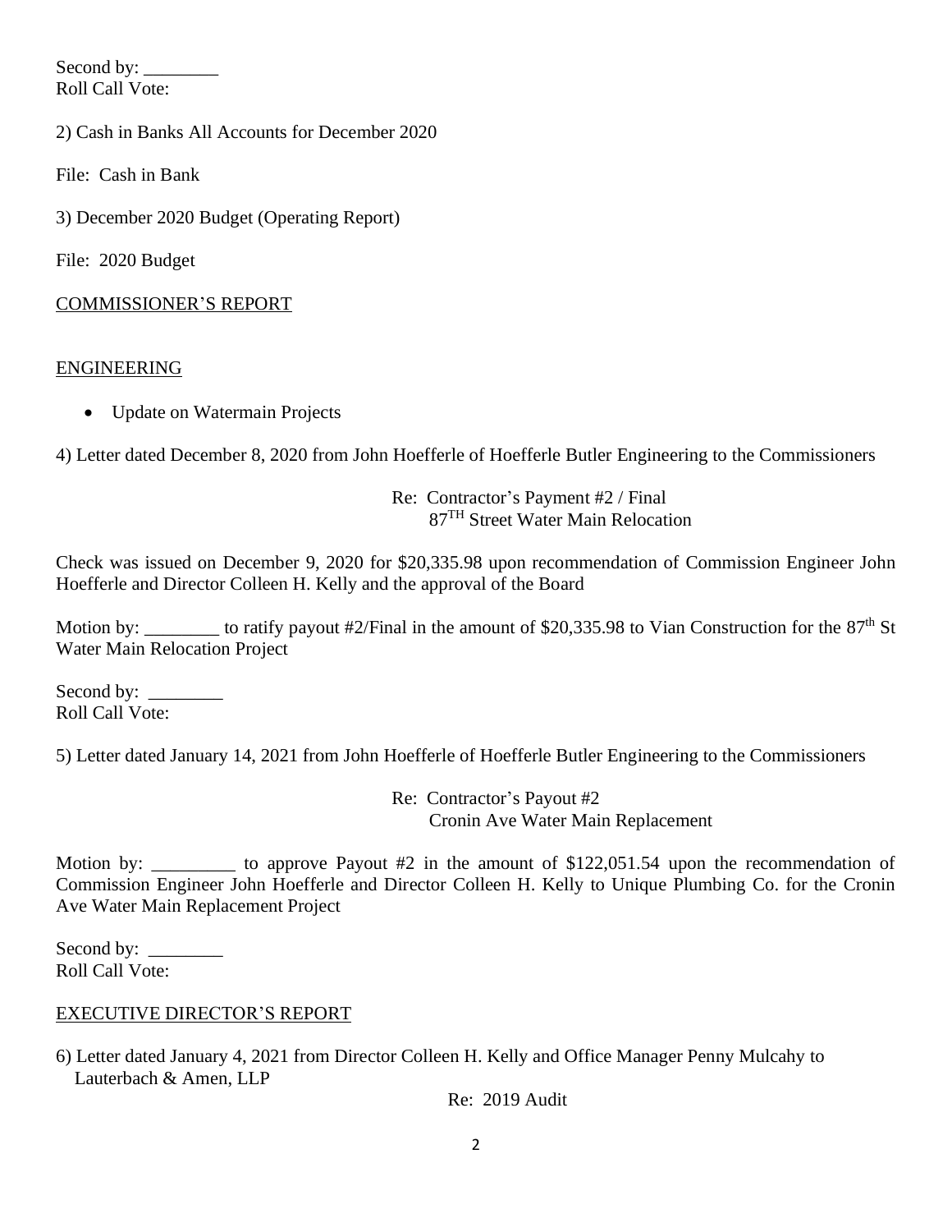Second by: ________
Roll Call Vote:

2) Cash in Banks All Accounts for December 2020

File: Cash in Bank

3) December 2020 Budget (Operating Report)

File: 2020 Budget

COMMISSIONER'S REPORT

ENGINEERING

- Update on Watermain Projects

4) Letter dated December 8, 2020 from John Hoefferle of Hoefferle Butler Engineering to the Commissioners

Re: Contractor's Payment #2 / Final
87[TH] Street Water Main Relocation

Check was issued on December 9, 2020 for $20,335.98 upon recommendation of Commission Engineer John Hoefferle and Director Colleen H. Kelly and the approval of the Board

Motion by: ________ to ratify payout #2/Final in the amount of $20,335.98 to Vian Construction for the 87[th] St Water Main Relocation Project

Second by: ________
Roll Call Vote:

5) Letter dated January 14, 2021 from John Hoefferle of Hoefferle Butler Engineering to the Commissioners

Re: Contractor's Payout #2
Cronin Ave Water Main Replacement

Motion by: _________ to approve Payout #2 in the amount of $122,051.54 upon the recommendation of Commission Engineer John Hoefferle and Director Colleen H. Kelly to Unique Plumbing Co. for the Cronin Ave Water Main Replacement Project

Second by: ________
Roll Call Vote:

EXECUTIVE DIRECTOR'S REPORT

6) Letter dated January 4, 2021 from Director Colleen H. Kelly and Office Manager Penny Mulcahy to Lauterbach & Amen, LLP

Re: 2019 Audit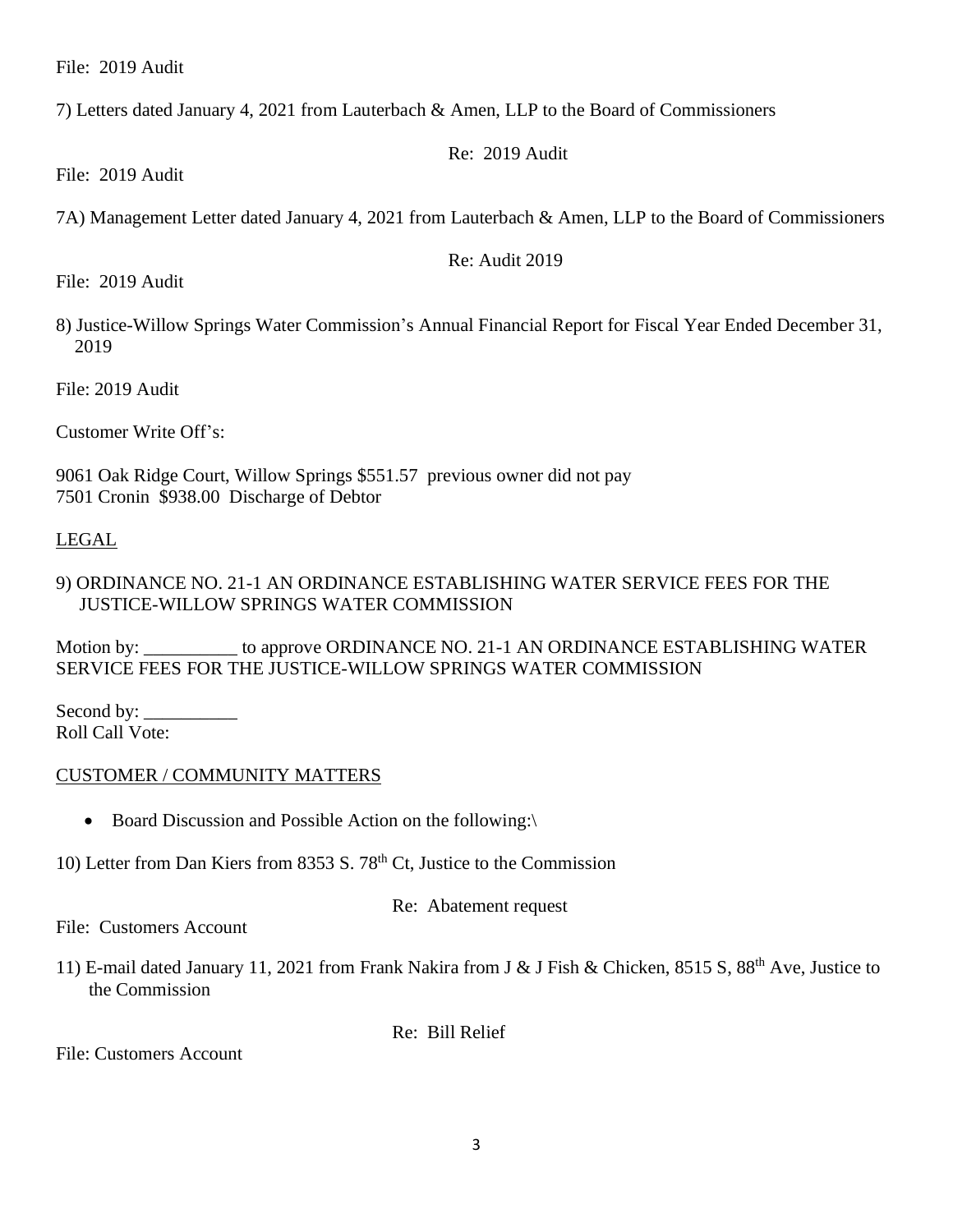File: 2019 Audit

7) Letters dated January 4, 2021 from Lauterbach & Amen, LLP to the Board of Commissioners

Re: 2019 Audit

File: 2019 Audit

7A) Management Letter dated January 4, 2021 from Lauterbach & Amen, LLP to the Board of Commissioners

Re: Audit 2019

File: 2019 Audit

8) Justice-Willow Springs Water Commission's Annual Financial Report for Fiscal Year Ended December 31, 2019

File: 2019 Audit

Customer Write Off's:

9061 Oak Ridge Court, Willow Springs $551.57 previous owner did not pay
7501 Cronin $938.00 Discharge of Debtor

LEGAL

9) ORDINANCE NO. 21-1 AN ORDINANCE ESTABLISHING WATER SERVICE FEES FOR THE JUSTICE-WILLOW SPRINGS WATER COMMISSION

Motion by: __________ to approve ORDINANCE NO. 21-1 AN ORDINANCE ESTABLISHING WATER SERVICE FEES FOR THE JUSTICE-WILLOW SPRINGS WATER COMMISSION

Second by: __________
Roll Call Vote:

CUSTOMER / COMMUNITY MATTERS

- Board Discussion and Possible Action on the following:\

10) Letter from Dan Kiers from 8353 S. 78th Ct, Justice to the Commission

Re: Abatement request

File: Customers Account

11) E-mail dated January 11, 2021 from Frank Nakira from J & J Fish & Chicken, 8515 S, 88th Ave, Justice to the Commission

Re: Bill Relief

File: Customers Account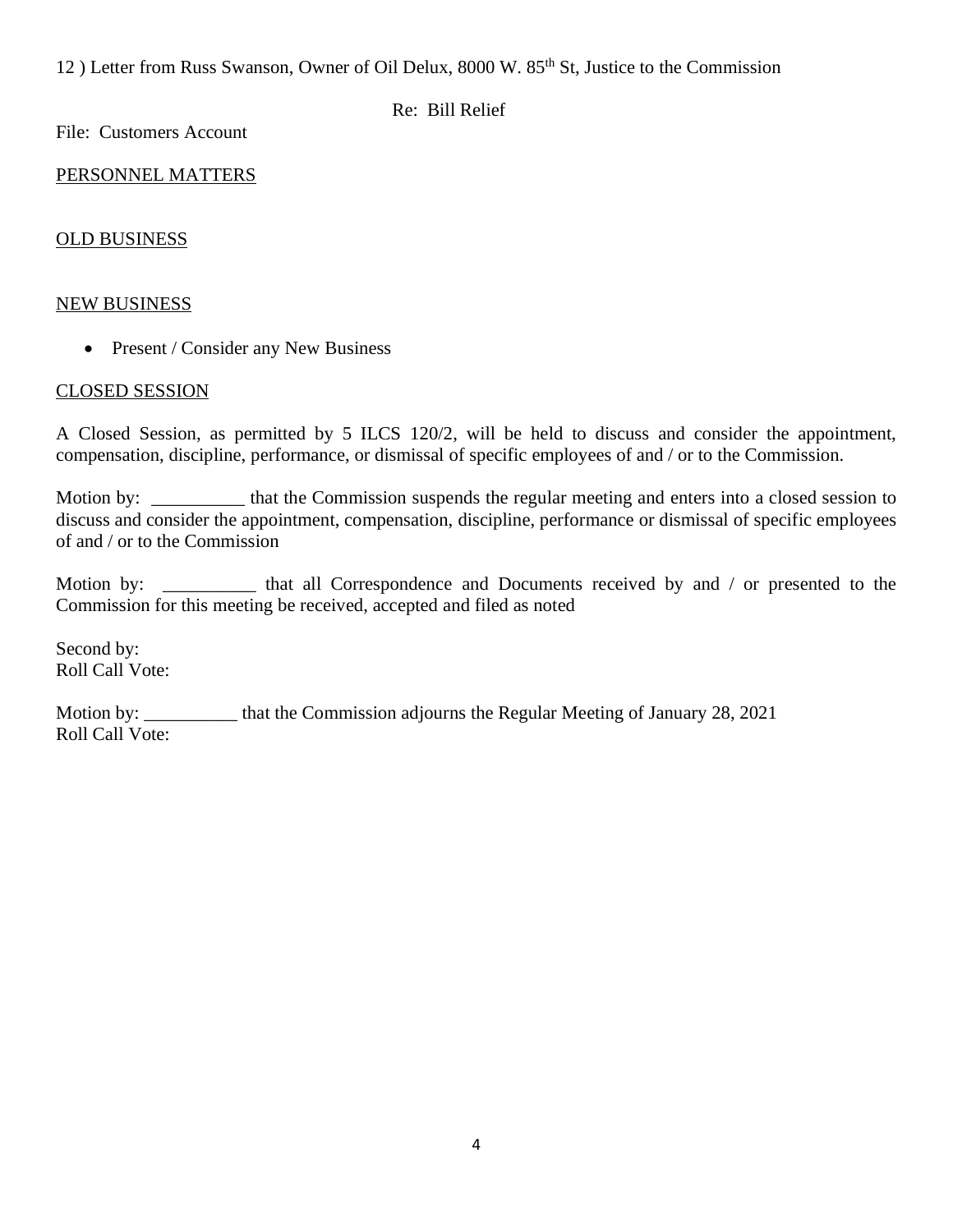12 ) Letter from Russ Swanson, Owner of Oil Delux, 8000 W. 85th St, Justice to the Commission

Re: Bill Relief

File: Customers Account

PERSONNEL MATTERS

OLD BUSINESS

NEW BUSINESS

- Present / Consider any New Business

CLOSED SESSION

A Closed Session, as permitted by 5 ILCS 120/2, will be held to discuss and consider the appointment, compensation, discipline, performance, or dismissal of specific employees of and / or to the Commission.

Motion by: __________ that the Commission suspends the regular meeting and enters into a closed session to discuss and consider the appointment, compensation, discipline, performance or dismissal of specific employees of and / or to the Commission

Motion by: __________ that all Correspondence and Documents received by and / or presented to the Commission for this meeting be received, accepted and filed as noted

Second by:
Roll Call Vote:

Motion by: __________ that the Commission adjourns the Regular Meeting of January 28, 2021
Roll Call Vote: